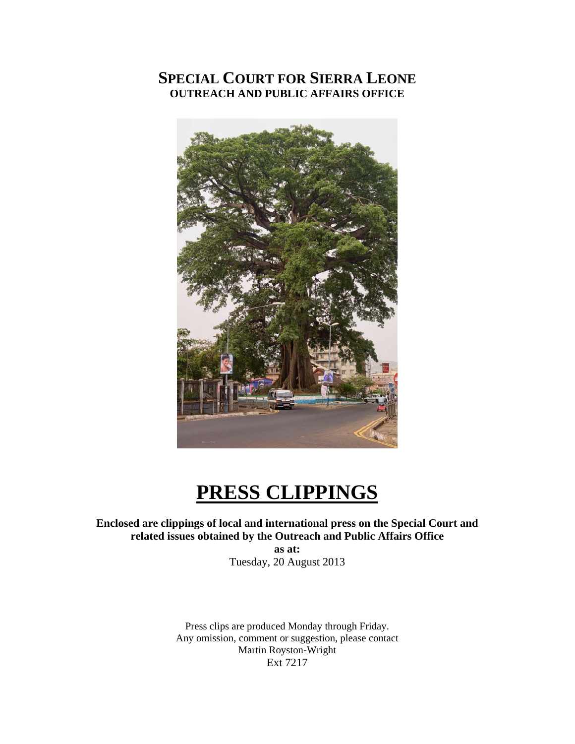# SPECIAL COURT FOR SIERRA LEONE
## OUTREACH AND PUBLIC AFFAIRS OFFICE

# PRESS CLIPPINGS

**Enclosed are clippings of local and international press on the Special Court and related issues obtained by the Outreach and Public Affairs Office**

**as at:**

Tuesday, 20 August 2013

Press clips are produced Monday through Friday.
Any omission, comment or suggestion, please contact
Martin Royston-Wright
Ext 7217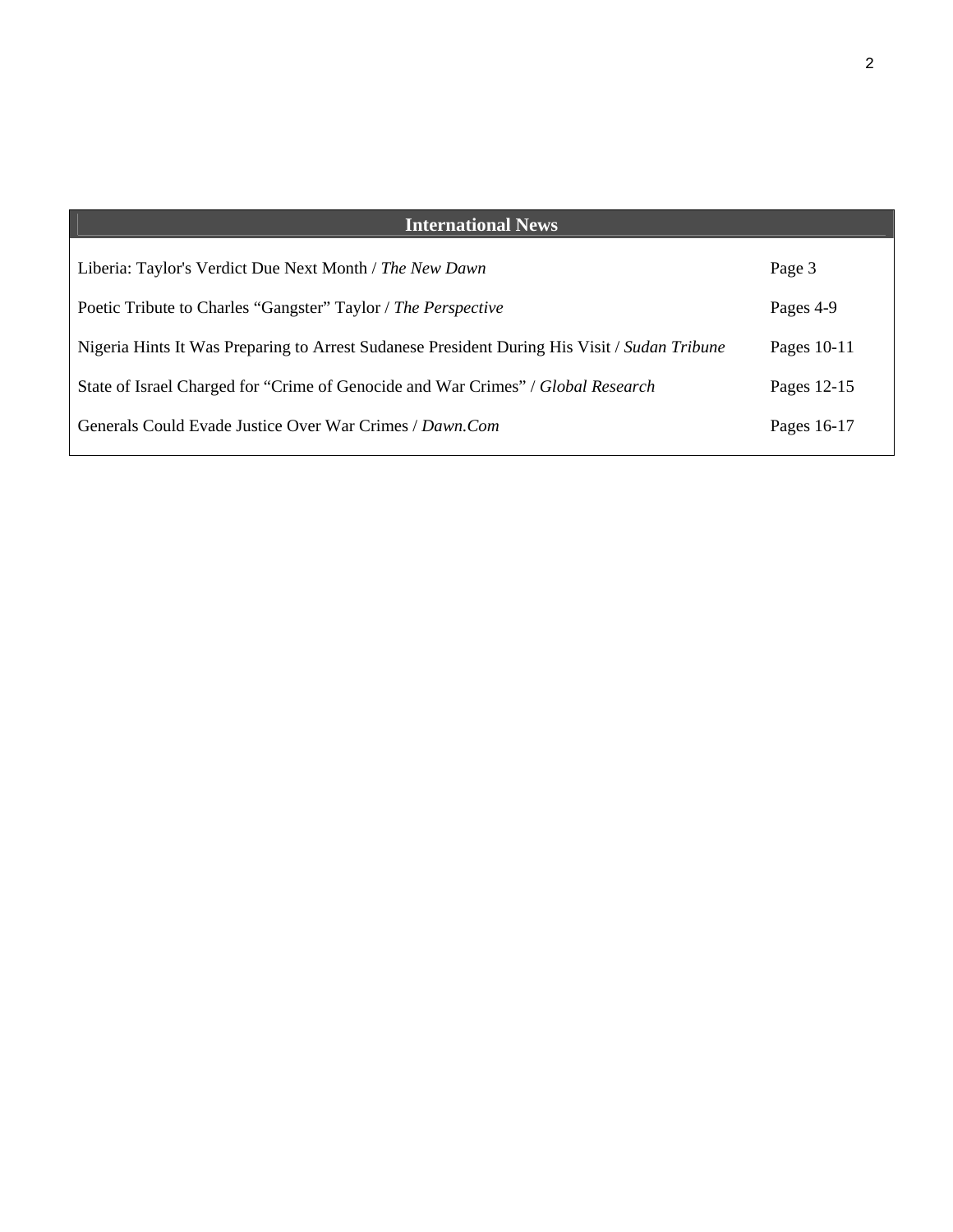| International News | |
|---|---|
| Liberia: Taylor's Verdict Due Next Month / *The New Dawn* | Page 3 |
| Poetic Tribute to Charles “Gangster” Taylor / *The Perspective* | Pages 4-9 |
| Nigeria Hints It Was Preparing to Arrest Sudanese President During His Visit / *Sudan Tribune* | Pages 10-11 |
| State of Israel Charged for “Crime of Genocide and War Crimes” / *Global Research* | Pages 12-15 |
| Generals Could Evade Justice Over War Crimes / *Dawn.Com* | Pages 16-17 |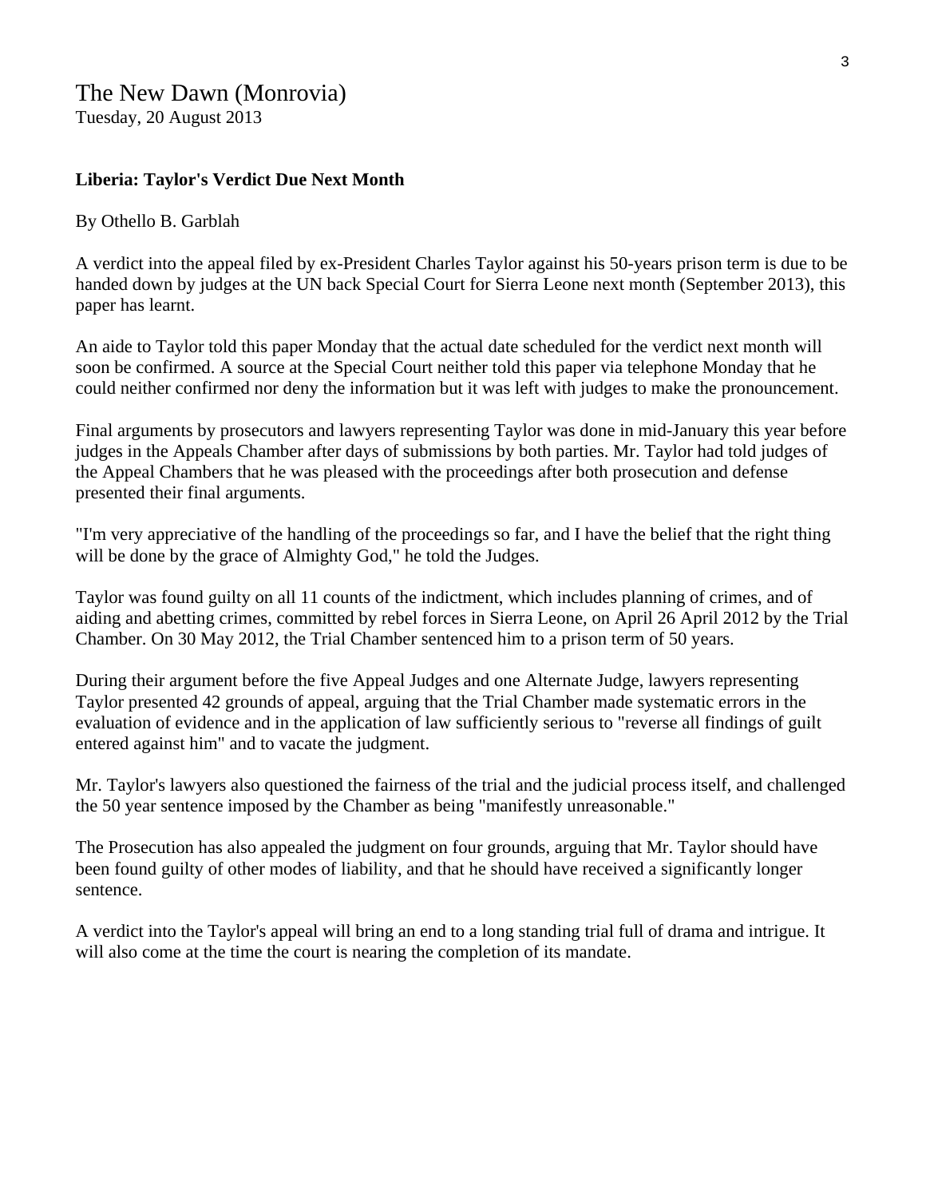The New Dawn (Monrovia)
Tuesday, 20 August 2013

**Liberia: Taylor's Verdict Due Next Month**

By Othello B. Garblah

A verdict into the appeal filed by ex-President Charles Taylor against his 50-years prison term is due to be handed down by judges at the UN back Special Court for Sierra Leone next month (September 2013), this paper has learnt.

An aide to Taylor told this paper Monday that the actual date scheduled for the verdict next month will soon be confirmed. A source at the Special Court neither told this paper via telephone Monday that he could neither confirmed nor deny the information but it was left with judges to make the pronouncement.

Final arguments by prosecutors and lawyers representing Taylor was done in mid-January this year before judges in the Appeals Chamber after days of submissions by both parties. Mr. Taylor had told judges of the Appeal Chambers that he was pleased with the proceedings after both prosecution and defense presented their final arguments.

"I'm very appreciative of the handling of the proceedings so far, and I have the belief that the right thing will be done by the grace of Almighty God," he told the Judges.

Taylor was found guilty on all 11 counts of the indictment, which includes planning of crimes, and of aiding and abetting crimes, committed by rebel forces in Sierra Leone, on April 26 April 2012 by the Trial Chamber. On 30 May 2012, the Trial Chamber sentenced him to a prison term of 50 years.

During their argument before the five Appeal Judges and one Alternate Judge, lawyers representing Taylor presented 42 grounds of appeal, arguing that the Trial Chamber made systematic errors in the evaluation of evidence and in the application of law sufficiently serious to "reverse all findings of guilt entered against him" and to vacate the judgment.

Mr. Taylor's lawyers also questioned the fairness of the trial and the judicial process itself, and challenged the 50 year sentence imposed by the Chamber as being "manifestly unreasonable."

The Prosecution has also appealed the judgment on four grounds, arguing that Mr. Taylor should have been found guilty of other modes of liability, and that he should have received a significantly longer sentence.

A verdict into the Taylor's appeal will bring an end to a long standing trial full of drama and intrigue. It will also come at the time the court is nearing the completion of its mandate.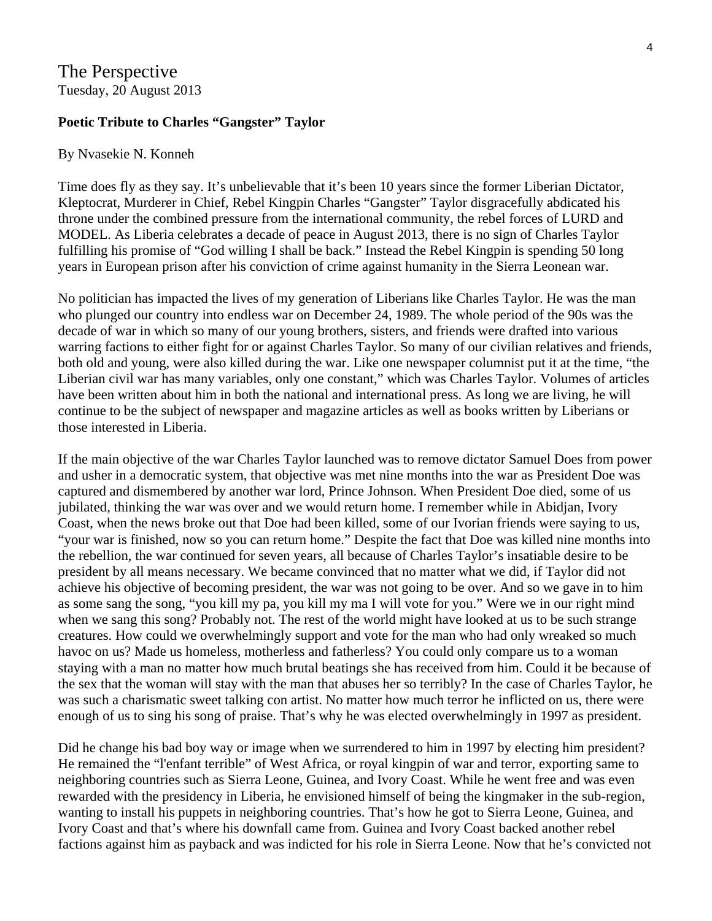The Perspective
Tuesday, 20 August 2013

**Poetic Tribute to Charles "Gangster" Taylor**

By Nvasekie N. Konneh

Time does fly as they say. It's unbelievable that it's been 10 years since the former Liberian Dictator, Kleptocrat, Murderer in Chief, Rebel Kingpin Charles "Gangster" Taylor disgracefully abdicated his throne under the combined pressure from the international community, the rebel forces of LURD and MODEL. As Liberia celebrates a decade of peace in August 2013, there is no sign of Charles Taylor fulfilling his promise of "God willing I shall be back." Instead the Rebel Kingpin is spending 50 long years in European prison after his conviction of crime against humanity in the Sierra Leonean war.

No politician has impacted the lives of my generation of Liberians like Charles Taylor. He was the man who plunged our country into endless war on December 24, 1989. The whole period of the 90s was the decade of war in which so many of our young brothers, sisters, and friends were drafted into various warring factions to either fight for or against Charles Taylor. So many of our civilian relatives and friends, both old and young, were also killed during the war. Like one newspaper columnist put it at the time, "the Liberian civil war has many variables, only one constant," which was Charles Taylor. Volumes of articles have been written about him in both the national and international press. As long we are living, he will continue to be the subject of newspaper and magazine articles as well as books written by Liberians or those interested in Liberia.

If the main objective of the war Charles Taylor launched was to remove dictator Samuel Does from power and usher in a democratic system, that objective was met nine months into the war as President Doe was captured and dismembered by another war lord, Prince Johnson. When President Doe died, some of us jubilated, thinking the war was over and we would return home. I remember while in Abidjan, Ivory Coast, when the news broke out that Doe had been killed, some of our Ivorian friends were saying to us, "your war is finished, now so you can return home." Despite the fact that Doe was killed nine months into the rebellion, the war continued for seven years, all because of Charles Taylor's insatiable desire to be president by all means necessary. We became convinced that no matter what we did, if Taylor did not achieve his objective of becoming president, the war was not going to be over. And so we gave in to him as some sang the song, "you kill my pa, you kill my ma I will vote for you." Were we in our right mind when we sang this song? Probably not. The rest of the world might have looked at us to be such strange creatures. How could we overwhelmingly support and vote for the man who had only wreaked so much havoc on us? Made us homeless, motherless and fatherless? You could only compare us to a woman staying with a man no matter how much brutal beatings she has received from him. Could it be because of the sex that the woman will stay with the man that abuses her so terribly? In the case of Charles Taylor, he was such a charismatic sweet talking con artist. No matter how much terror he inflicted on us, there were enough of us to sing his song of praise. That's why he was elected overwhelmingly in 1997 as president.

Did he change his bad boy way or image when we surrendered to him in 1997 by electing him president? He remained the "l'enfant terrible" of West Africa, or royal kingpin of war and terror, exporting same to neighboring countries such as Sierra Leone, Guinea, and Ivory Coast. While he went free and was even rewarded with the presidency in Liberia, he envisioned himself of being the kingmaker in the sub-region, wanting to install his puppets in neighboring countries. That's how he got to Sierra Leone, Guinea, and Ivory Coast and that's where his downfall came from. Guinea and Ivory Coast backed another rebel factions against him as payback and was indicted for his role in Sierra Leone. Now that he's convicted not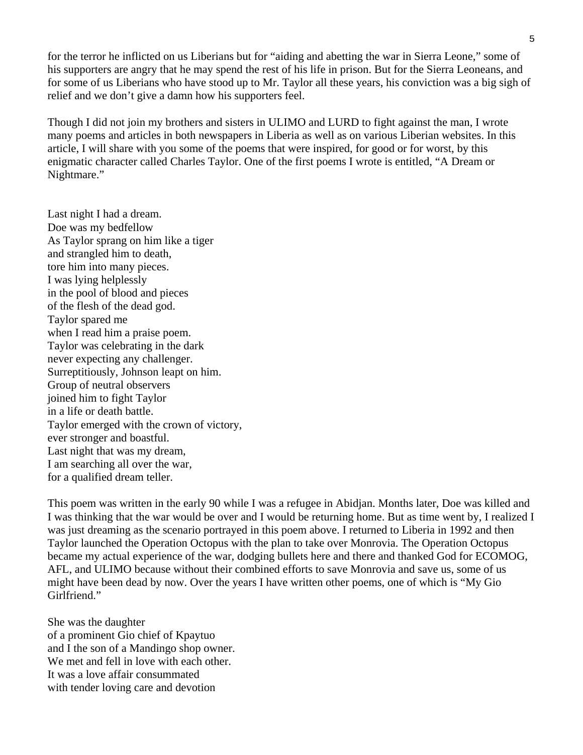for the terror he inflicted on us Liberians but for "aiding and abetting the war in Sierra Leone," some of his supporters are angry that he may spend the rest of his life in prison. But for the Sierra Leoneans, and for some of us Liberians who have stood up to Mr. Taylor all these years, his conviction was a big sigh of relief and we don't give a damn how his supporters feel.

Though I did not join my brothers and sisters in ULIMO and LURD to fight against the man, I wrote many poems and articles in both newspapers in Liberia as well as on various Liberian websites. In this article, I will share with you some of the poems that were inspired, for good or for worst, by this enigmatic character called Charles Taylor. One of the first poems I wrote is entitled, "A Dream or Nightmare."

Last night I had a dream.  
Doe was my bedfellow  
As Taylor sprang on him like a tiger  
and strangled him to death,  
tore him into many pieces.  
I was lying helplessly  
in the pool of blood and pieces  
of the flesh of the dead god.  
Taylor spared me  
when I read him a praise poem.  
Taylor was celebrating in the dark  
never expecting any challenger.  
Surreptitiously, Johnson leapt on him.  
Group of neutral observers  
joined him to fight Taylor  
in a life or death battle.  
Taylor emerged with the crown of victory,  
ever stronger and boastful.  
Last night that was my dream,  
I am searching all over the war,  
for a qualified dream teller.

This poem was written in the early 90 while I was a refugee in Abidjan. Months later, Doe was killed and I was thinking that the war would be over and I would be returning home. But as time went by, I realized I was just dreaming as the scenario portrayed in this poem above. I returned to Liberia in 1992 and then Taylor launched the Operation Octopus with the plan to take over Monrovia. The Operation Octopus became my actual experience of the war, dodging bullets here and there and thanked God for ECOMOG, AFL, and ULIMO because without their combined efforts to save Monrovia and save us, some of us might have been dead by now. Over the years I have written other poems, one of which is "My Gio Girlfriend."

She was the daughter  
of a prominent Gio chief of Kpaytuo  
and I the son of a Mandingo shop owner.  
We met and fell in love with each other.  
It was a love affair consummated  
with tender loving care and devotion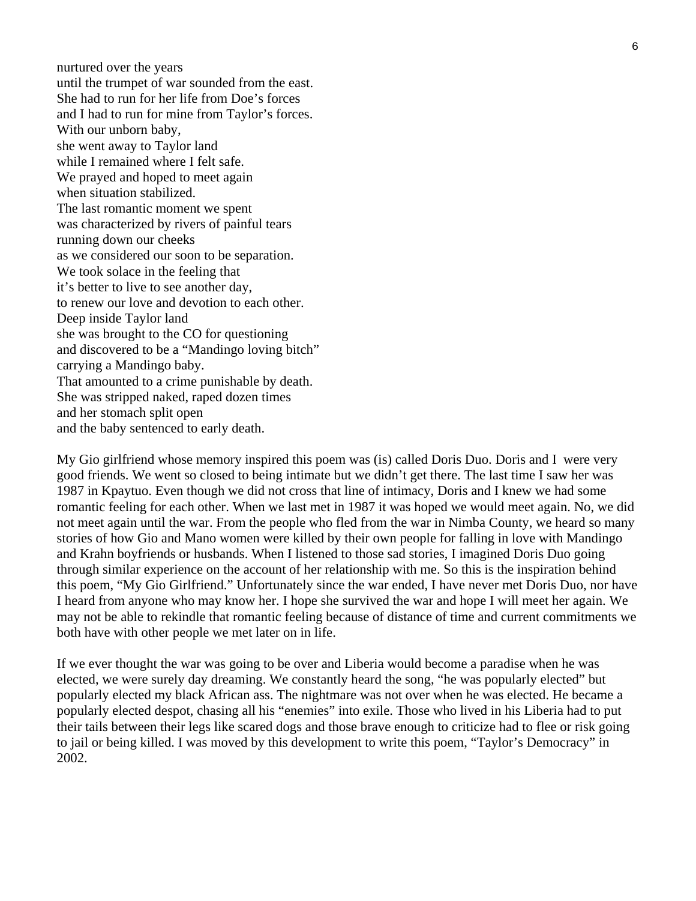nurtured over the years
until the trumpet of war sounded from the east.
She had to run for her life from Doe's forces
and I had to run for mine from Taylor's forces.
With our unborn baby,
she went away to Taylor land
while I remained where I felt safe.
We prayed and hoped to meet again
when situation stabilized.
The last romantic moment we spent
was characterized by rivers of painful tears
running down our cheeks
as we considered our soon to be separation.
We took solace in the feeling that
it's better to live to see another day,
to renew our love and devotion to each other.
Deep inside Taylor land
she was brought to the CO for questioning
and discovered to be a "Mandingo loving bitch"
carrying a Mandingo baby.
That amounted to a crime punishable by death.
She was stripped naked, raped dozen times
and her stomach split open
and the baby sentenced to early death.

My Gio girlfriend whose memory inspired this poem was (is) called Doris Duo. Doris and I were very good friends. We went so closed to being intimate but we didn't get there. The last time I saw her was 1987 in Kpaytuo. Even though we did not cross that line of intimacy, Doris and I knew we had some romantic feeling for each other. When we last met in 1987 it was hoped we would meet again. No, we did not meet again until the war. From the people who fled from the war in Nimba County, we heard so many stories of how Gio and Mano women were killed by their own people for falling in love with Mandingo and Krahn boyfriends or husbands. When I listened to those sad stories, I imagined Doris Duo going through similar experience on the account of her relationship with me. So this is the inspiration behind this poem, "My Gio Girlfriend." Unfortunately since the war ended, I have never met Doris Duo, nor have I heard from anyone who may know her. I hope she survived the war and hope I will meet her again. We may not be able to rekindle that romantic feeling because of distance of time and current commitments we both have with other people we met later on in life.

If we ever thought the war was going to be over and Liberia would become a paradise when he was elected, we were surely day dreaming. We constantly heard the song, "he was popularly elected" but popularly elected my black African ass. The nightmare was not over when he was elected. He became a popularly elected despot, chasing all his "enemies" into exile. Those who lived in his Liberia had to put their tails between their legs like scared dogs and those brave enough to criticize had to flee or risk going to jail or being killed. I was moved by this development to write this poem, "Taylor's Democracy" in 2002.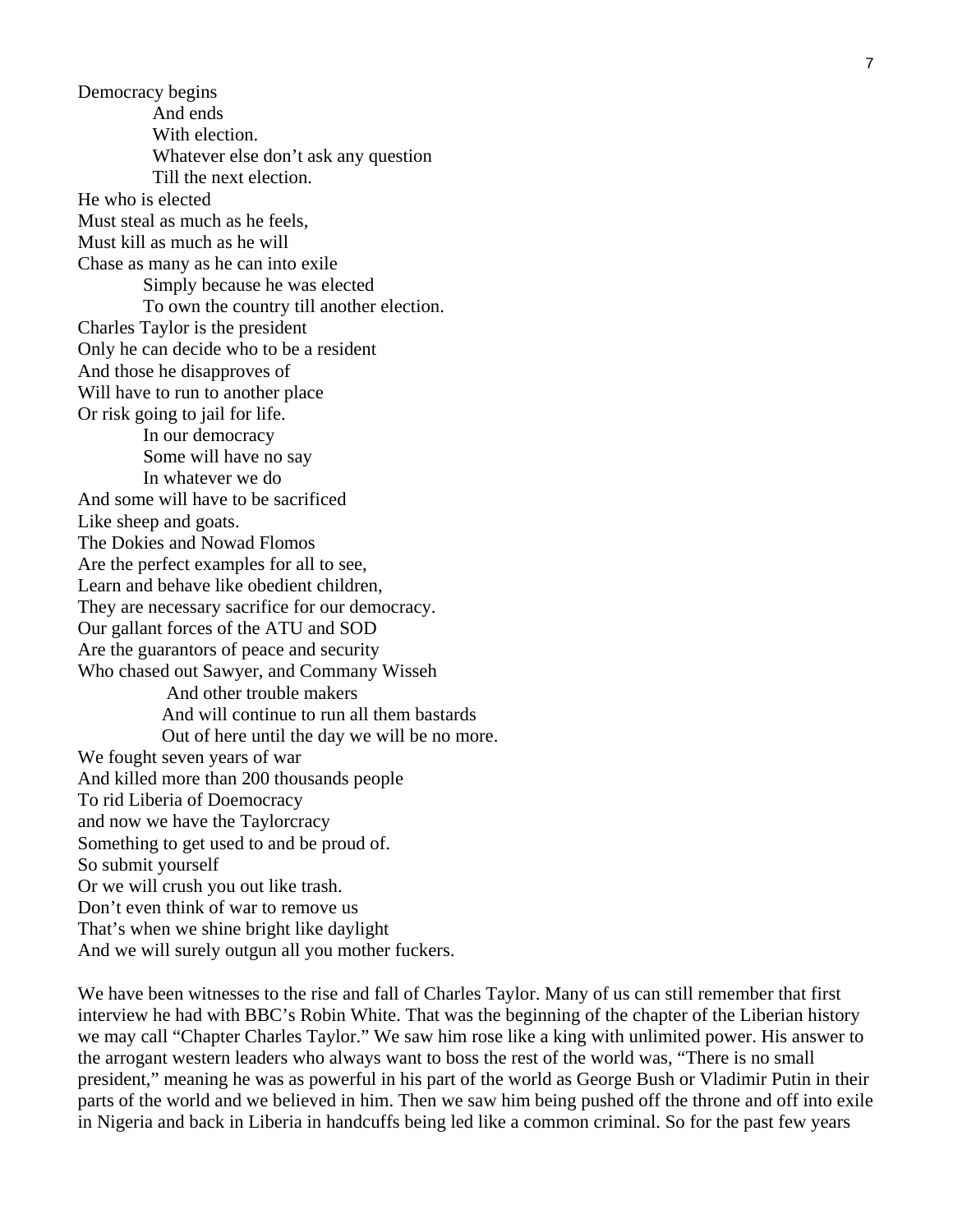Democracy begins  
And ends  
With election.  
Whatever else don't ask any question  
Till the next election.  
He who is elected  
Must steal as much as he feels,  
Must kill as much as he will  
Chase as many as he can into exile  
Simply because he was elected  
To own the country till another election.  
Charles Taylor is the president  
Only he can decide who to be a resident  
And those he disapproves of  
Will have to run to another place  
Or risk going to jail for life.  
In our democracy  
Some will have no say  
In whatever we do  
And some will have to be sacrificed  
Like sheep and goats.  
The Dokies and Nowad Flomos  
Are the perfect examples for all to see,  
Learn and behave like obedient children,  
They are necessary sacrifice for our democracy.  
Our gallant forces of the ATU and SOD  
Are the guarantors of peace and security  
Who chased out Sawyer, and Commany Wisseh  
And other trouble makers  
And will continue to run all them bastards  
Out of here until the day we will be no more.  
We fought seven years of war  
And killed more than 200 thousands people  
To rid Liberia of Doemocracy  
and now we have the Taylorcracy  
Something to get used to and be proud of.  
So submit yourself  
Or we will crush you out like trash.  
Don't even think of war to remove us  
That's when we shine bright like daylight  
And we will surely outgun all you mother fuckers.

We have been witnesses to the rise and fall of Charles Taylor. Many of us can still remember that first interview he had with BBC's Robin White. That was the beginning of the chapter of the Liberian history we may call "Chapter Charles Taylor." We saw him rose like a king with unlimited power. His answer to the arrogant western leaders who always want to boss the rest of the world was, "There is no small president," meaning he was as powerful in his part of the world as George Bush or Vladimir Putin in their parts of the world and we believed in him. Then we saw him being pushed off the throne and off into exile in Nigeria and back in Liberia in handcuffs being led like a common criminal. So for the past few years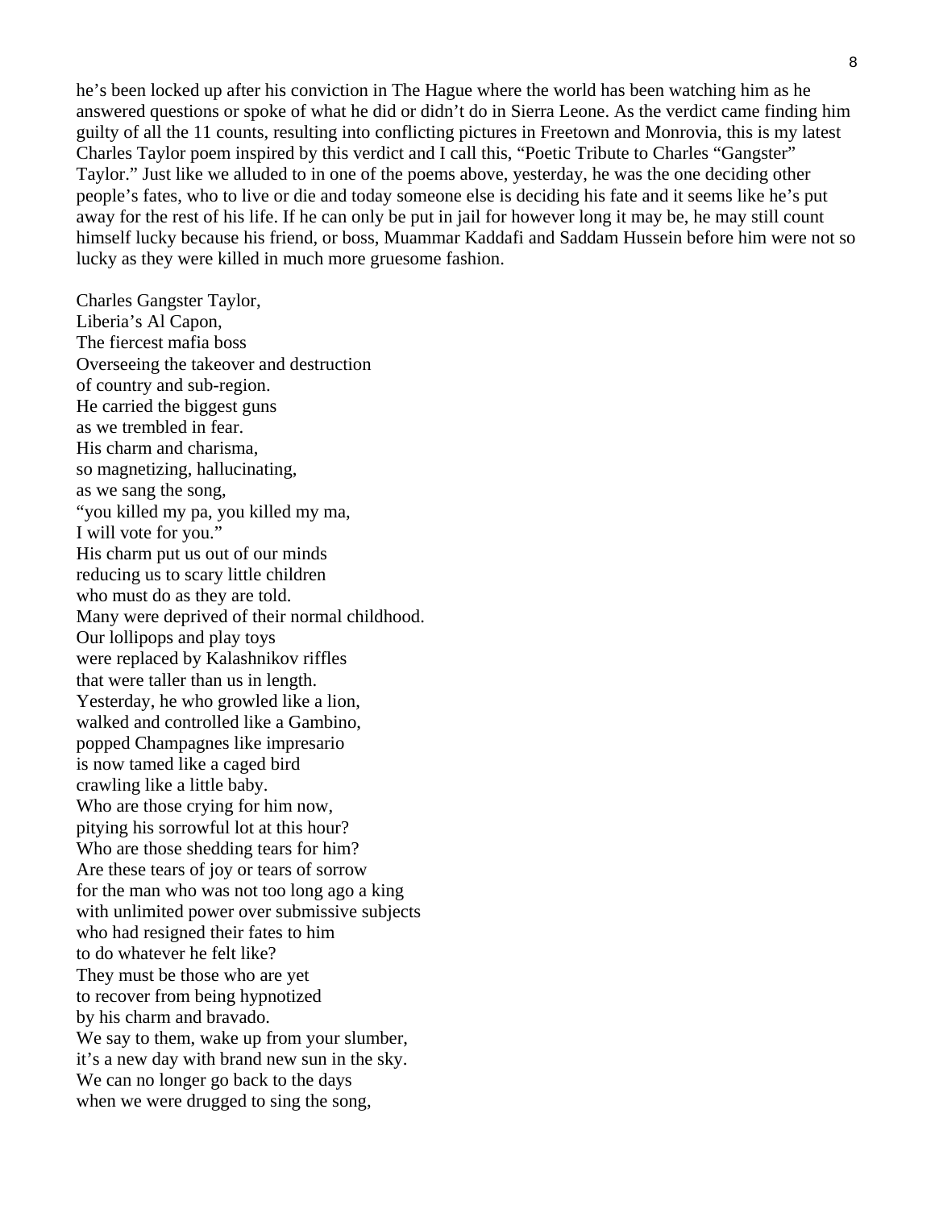he's been locked up after his conviction in The Hague where the world has been watching him as he answered questions or spoke of what he did or didn't do in Sierra Leone. As the verdict came finding him guilty of all the 11 counts, resulting into conflicting pictures in Freetown and Monrovia, this is my latest Charles Taylor poem inspired by this verdict and I call this, "Poetic Tribute to Charles "Gangster" Taylor." Just like we alluded to in one of the poems above, yesterday, he was the one deciding other people's fates, who to live or die and today someone else is deciding his fate and it seems like he's put away for the rest of his life. If he can only be put in jail for however long it may be, he may still count himself lucky because his friend, or boss, Muammar Kaddafi and Saddam Hussein before him were not so lucky as they were killed in much more gruesome fashion.

Charles Gangster Taylor,  
Liberia's Al Capon,  
The fiercest mafia boss  
Overseeing the takeover and destruction  
of country and sub-region.  
He carried the biggest guns  
as we trembled in fear.  
His charm and charisma,  
so magnetizing, hallucinating,  
as we sang the song,  
"you killed my pa, you killed my ma,  
I will vote for you."  
His charm put us out of our minds  
reducing us to scary little children  
who must do as they are told.  
Many were deprived of their normal childhood.  
Our lollipops and play toys  
were replaced by Kalashnikov riffles  
that were taller than us in length.  
Yesterday, he who growled like a lion,  
walked and controlled like a Gambino,  
popped Champagnes like impresario  
is now tamed like a caged bird  
crawling like a little baby.  
Who are those crying for him now,  
pitying his sorrowful lot at this hour?  
Who are those shedding tears for him?  
Are these tears of joy or tears of sorrow  
for the man who was not too long ago a king  
with unlimited power over submissive subjects  
who had resigned their fates to him  
to do whatever he felt like?  
They must be those who are yet  
to recover from being hypnotized  
by his charm and bravado.  
We say to them, wake up from your slumber,  
it's a new day with brand new sun in the sky.  
We can no longer go back to the days  
when we were drugged to sing the song,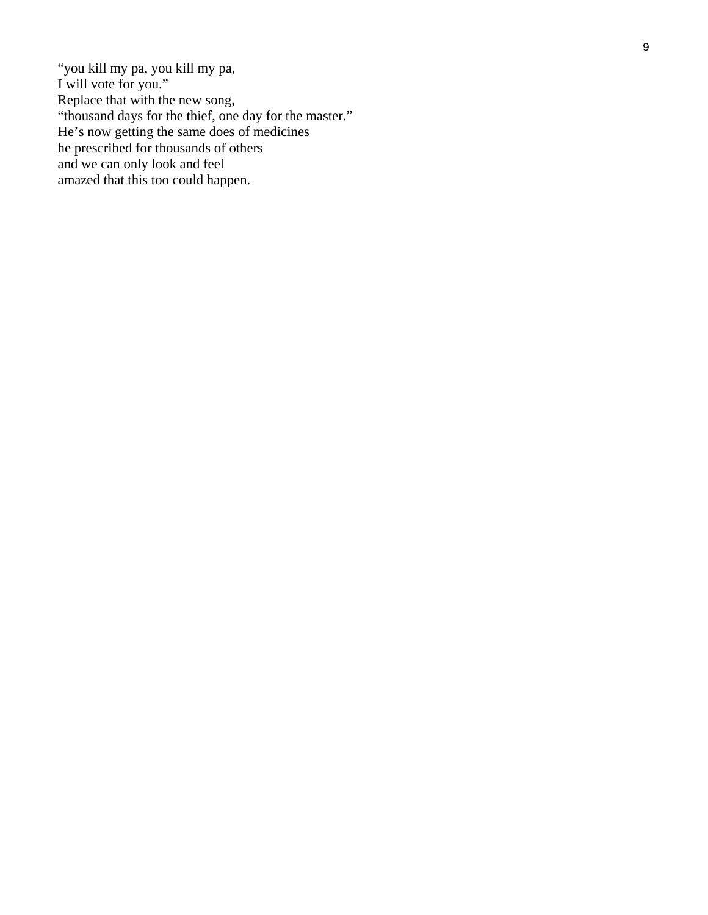"you kill my pa, you kill my pa,
I will vote for you."
Replace that with the new song,
"thousand days for the thief, one day for the master."
He's now getting the same does of medicines
he prescribed for thousands of others
and we can only look and feel
amazed that this too could happen.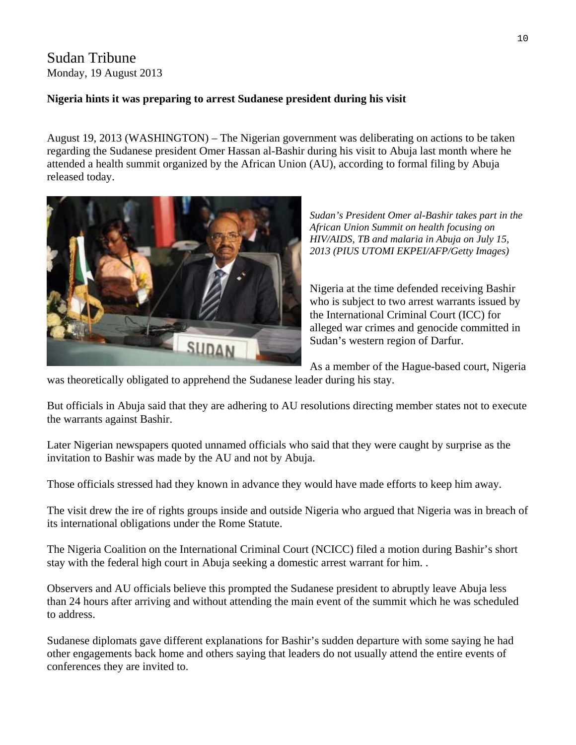Sudan Tribune
Monday, 19 August 2013

**Nigeria hints it was preparing to arrest Sudanese president during his visit**

August 19, 2013 (WASHINGTON) – The Nigerian government was deliberating on actions to be taken regarding the Sudanese president Omer Hassan al-Bashir during his visit to Abuja last month where he attended a health summit organized by the African Union (AU), according to formal filing by Abuja released today.

*Sudan's President Omer al-Bashir takes part in the African Union Summit on health focusing on HIV/AIDS, TB and malaria in Abuja on July 15, 2013 (PIUS UTOMI EKPEI/AFP/Getty Images)*

Nigeria at the time defended receiving Bashir who is subject to two arrest warrants issued by the International Criminal Court (ICC) for alleged war crimes and genocide committed in Sudan's western region of Darfur.

As a member of the Hague-based court, Nigeria was theoretically obligated to apprehend the Sudanese leader during his stay.

But officials in Abuja said that they are adhering to AU resolutions directing member states not to execute the warrants against Bashir.

Later Nigerian newspapers quoted unnamed officials who said that they were caught by surprise as the invitation to Bashir was made by the AU and not by Abuja.

Those officials stressed had they known in advance they would have made efforts to keep him away.

The visit drew the ire of rights groups inside and outside Nigeria who argued that Nigeria was in breach of its international obligations under the Rome Statute.

The Nigeria Coalition on the International Criminal Court (NCICC) filed a motion during Bashir's short stay with the federal high court in Abuja seeking a domestic arrest warrant for him. .

Observers and AU officials believe this prompted the Sudanese president to abruptly leave Abuja less than 24 hours after arriving and without attending the main event of the summit which he was scheduled to address.

Sudanese diplomats gave different explanations for Bashir's sudden departure with some saying he had other engagements back home and others saying that leaders do not usually attend the entire events of conferences they are invited to.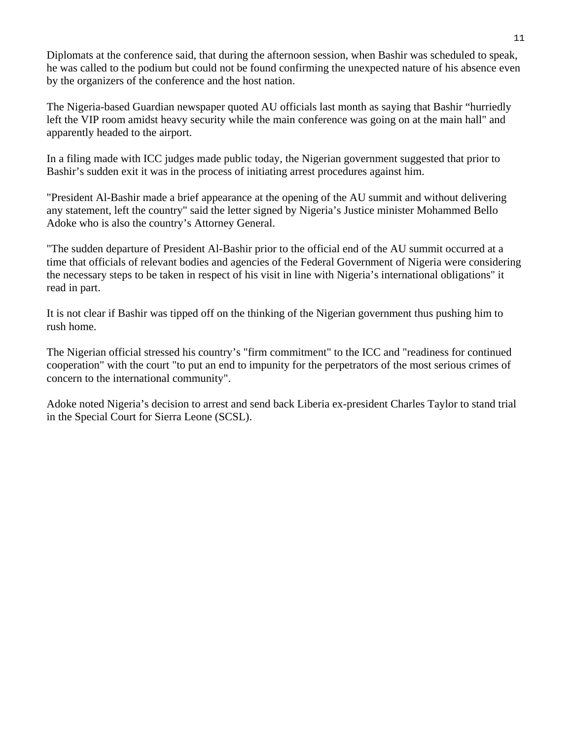Diplomats at the conference said, that during the afternoon session, when Bashir was scheduled to speak, he was called to the podium but could not be found confirming the unexpected nature of his absence even by the organizers of the conference and the host nation.

The Nigeria-based Guardian newspaper quoted AU officials last month as saying that Bashir “hurriedly left the VIP room amidst heavy security while the main conference was going on at the main hall" and apparently headed to the airport.

In a filing made with ICC judges made public today, the Nigerian government suggested that prior to Bashir’s sudden exit it was in the process of initiating arrest procedures against him.

"President Al-Bashir made a brief appearance at the opening of the AU summit and without delivering any statement, left the country" said the letter signed by Nigeria’s Justice minister Mohammed Bello Adoke who is also the country’s Attorney General.

"The sudden departure of President Al-Bashir prior to the official end of the AU summit occurred at a time that officials of relevant bodies and agencies of the Federal Government of Nigeria were considering the necessary steps to be taken in respect of his visit in line with Nigeria’s international obligations" it read in part.

It is not clear if Bashir was tipped off on the thinking of the Nigerian government thus pushing him to rush home.

The Nigerian official stressed his country’s "firm commitment" to the ICC and "readiness for continued cooperation" with the court "to put an end to impunity for the perpetrators of the most serious crimes of concern to the international community".

Adoke noted Nigeria’s decision to arrest and send back Liberia ex-president Charles Taylor to stand trial in the Special Court for Sierra Leone (SCSL).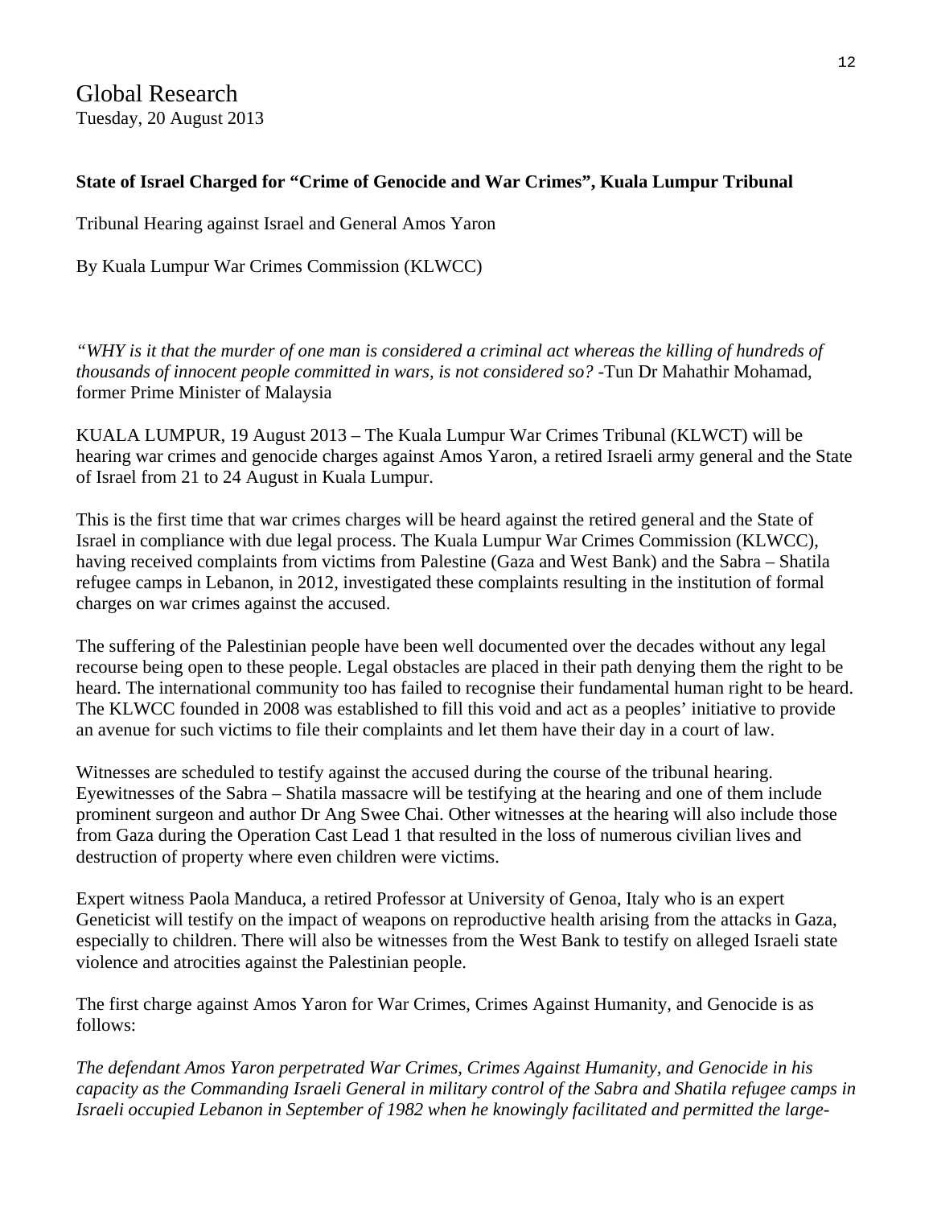Global Research
Tuesday, 20 August 2013

**State of Israel Charged for "Crime of Genocide and War Crimes", Kuala Lumpur Tribunal**

Tribunal Hearing against Israel and General Amos Yaron

By Kuala Lumpur War Crimes Commission (KLWCC)

*"WHY is it that the murder of one man is considered a criminal act whereas the killing of hundreds of thousands of innocent people committed in wars, is not considered so?* -Tun Dr Mahathir Mohamad, former Prime Minister of Malaysia

KUALA LUMPUR, 19 August 2013 – The Kuala Lumpur War Crimes Tribunal (KLWCT) will be hearing war crimes and genocide charges against Amos Yaron, a retired Israeli army general and the State of Israel from 21 to 24 August in Kuala Lumpur.

This is the first time that war crimes charges will be heard against the retired general and the State of Israel in compliance with due legal process. The Kuala Lumpur War Crimes Commission (KLWCC), having received complaints from victims from Palestine (Gaza and West Bank) and the Sabra – Shatila refugee camps in Lebanon, in 2012, investigated these complaints resulting in the institution of formal charges on war crimes against the accused.

The suffering of the Palestinian people have been well documented over the decades without any legal recourse being open to these people. Legal obstacles are placed in their path denying them the right to be heard. The international community too has failed to recognise their fundamental human right to be heard. The KLWCC founded in 2008 was established to fill this void and act as a peoples' initiative to provide an avenue for such victims to file their complaints and let them have their day in a court of law.

Witnesses are scheduled to testify against the accused during the course of the tribunal hearing. Eyewitnesses of the Sabra – Shatila massacre will be testifying at the hearing and one of them include prominent surgeon and author Dr Ang Swee Chai. Other witnesses at the hearing will also include those from Gaza during the Operation Cast Lead 1 that resulted in the loss of numerous civilian lives and destruction of property where even children were victims.

Expert witness Paola Manduca, a retired Professor at University of Genoa, Italy who is an expert Geneticist will testify on the impact of weapons on reproductive health arising from the attacks in Gaza, especially to children. There will also be witnesses from the West Bank to testify on alleged Israeli state violence and atrocities against the Palestinian people.

The first charge against Amos Yaron for War Crimes, Crimes Against Humanity, and Genocide is as follows:

*The defendant Amos Yaron perpetrated War Crimes, Crimes Against Humanity, and Genocide in his capacity as the Commanding Israeli General in military control of the Sabra and Shatila refugee camps in Israeli occupied Lebanon in September of 1982 when he knowingly facilitated and permitted the large-*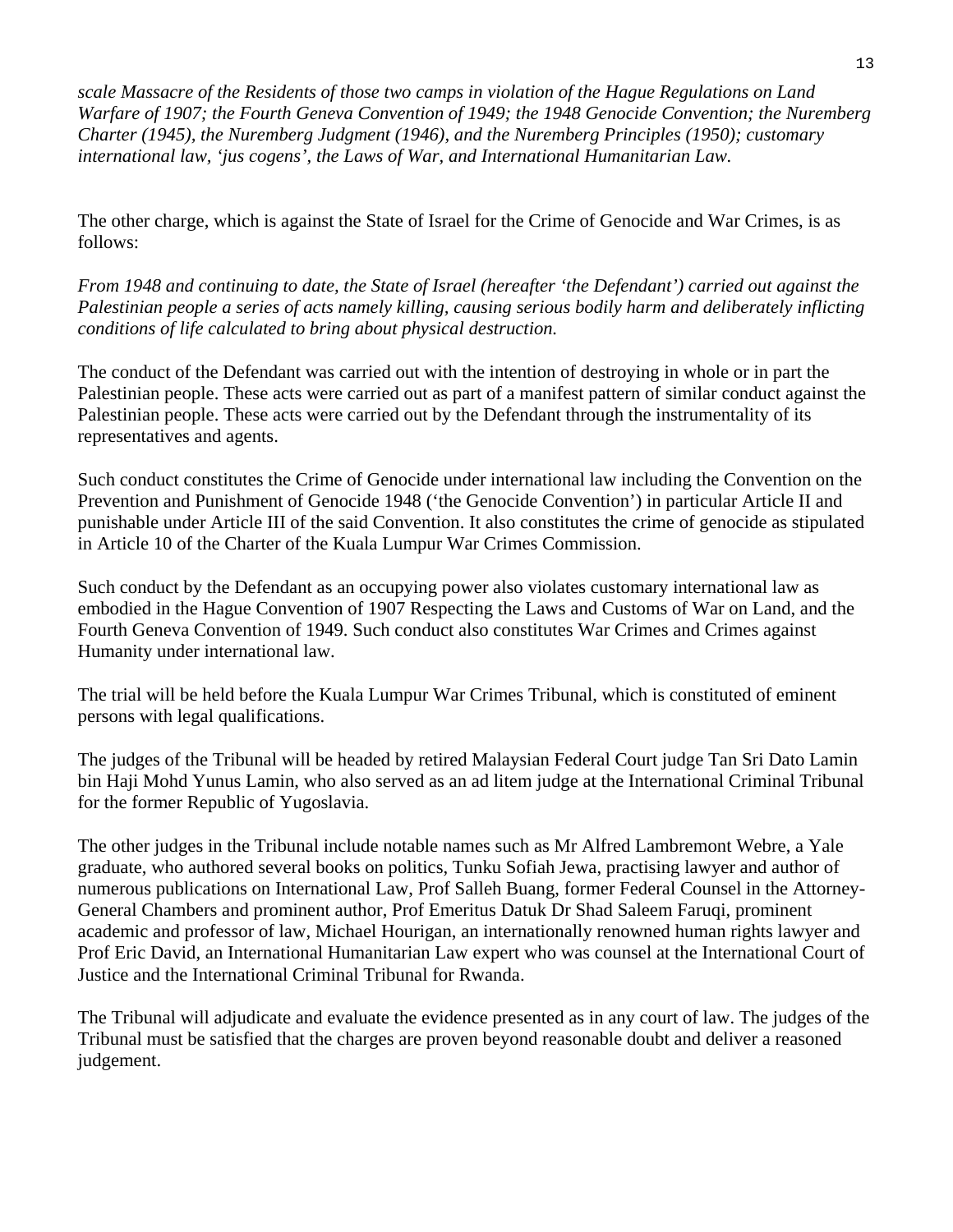*scale Massacre of the Residents of those two camps in violation of the Hague Regulations on Land Warfare of 1907; the Fourth Geneva Convention of 1949; the 1948 Genocide Convention; the Nuremberg Charter (1945), the Nuremberg Judgment (1946), and the Nuremberg Principles (1950); customary international law, 'jus cogens', the Laws of War, and International Humanitarian Law.*

The other charge, which is against the State of Israel for the Crime of Genocide and War Crimes, is as follows:

*From 1948 and continuing to date, the State of Israel (hereafter 'the Defendant') carried out against the Palestinian people a series of acts namely killing, causing serious bodily harm and deliberately inflicting conditions of life calculated to bring about physical destruction.*

The conduct of the Defendant was carried out with the intention of destroying in whole or in part the Palestinian people. These acts were carried out as part of a manifest pattern of similar conduct against the Palestinian people. These acts were carried out by the Defendant through the instrumentality of its representatives and agents.

Such conduct constitutes the Crime of Genocide under international law including the Convention on the Prevention and Punishment of Genocide 1948 ('the Genocide Convention') in particular Article II and punishable under Article III of the said Convention. It also constitutes the crime of genocide as stipulated in Article 10 of the Charter of the Kuala Lumpur War Crimes Commission.

Such conduct by the Defendant as an occupying power also violates customary international law as embodied in the Hague Convention of 1907 Respecting the Laws and Customs of War on Land, and the Fourth Geneva Convention of 1949. Such conduct also constitutes War Crimes and Crimes against Humanity under international law.

The trial will be held before the Kuala Lumpur War Crimes Tribunal, which is constituted of eminent persons with legal qualifications.

The judges of the Tribunal will be headed by retired Malaysian Federal Court judge Tan Sri Dato Lamin bin Haji Mohd Yunus Lamin, who also served as an ad litem judge at the International Criminal Tribunal for the former Republic of Yugoslavia.

The other judges in the Tribunal include notable names such as Mr Alfred Lambremont Webre, a Yale graduate, who authored several books on politics, Tunku Sofiah Jewa, practising lawyer and author of numerous publications on International Law, Prof Salleh Buang, former Federal Counsel in the Attorney-General Chambers and prominent author, Prof Emeritus Datuk Dr Shad Saleem Faruqi, prominent academic and professor of law, Michael Hourigan, an internationally renowned human rights lawyer and Prof Eric David, an International Humanitarian Law expert who was counsel at the International Court of Justice and the International Criminal Tribunal for Rwanda.

The Tribunal will adjudicate and evaluate the evidence presented as in any court of law. The judges of the Tribunal must be satisfied that the charges are proven beyond reasonable doubt and deliver a reasoned judgement.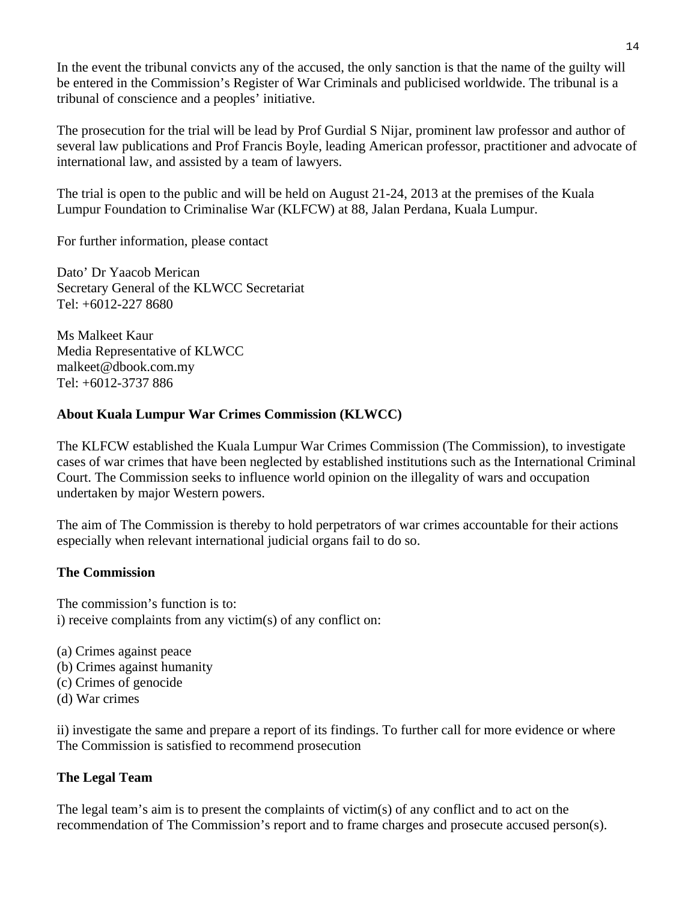In the event the tribunal convicts any of the accused, the only sanction is that the name of the guilty will be entered in the Commission's Register of War Criminals and publicised worldwide. The tribunal is a tribunal of conscience and a peoples' initiative.

The prosecution for the trial will be lead by Prof Gurdial S Nijar, prominent law professor and author of several law publications and Prof Francis Boyle, leading American professor, practitioner and advocate of international law, and assisted by a team of lawyers.

The trial is open to the public and will be held on August 21-24, 2013 at the premises of the Kuala Lumpur Foundation to Criminalise War (KLFCW) at 88, Jalan Perdana, Kuala Lumpur.

For further information, please contact

Dato' Dr Yaacob Merican
Secretary General of the KLWCC Secretariat
Tel: +6012-227 8680

Ms Malkeet Kaur
Media Representative of KLWCC
malkeet@dbook.com.my
Tel: +6012-3737 886

**About Kuala Lumpur War Crimes Commission (KLWCC)**

The KLFCW established the Kuala Lumpur War Crimes Commission (The Commission), to investigate cases of war crimes that have been neglected by established institutions such as the International Criminal Court. The Commission seeks to influence world opinion on the illegality of wars and occupation undertaken by major Western powers.

The aim of The Commission is thereby to hold perpetrators of war crimes accountable for their actions especially when relevant international judicial organs fail to do so.

**The Commission**

The commission's function is to:
i) receive complaints from any victim(s) of any conflict on:

(a) Crimes against peace
(b) Crimes against humanity
(c) Crimes of genocide
(d) War crimes

ii) investigate the same and prepare a report of its findings. To further call for more evidence or where The Commission is satisfied to recommend prosecution

**The Legal Team**

The legal team's aim is to present the complaints of victim(s) of any conflict and to act on the recommendation of The Commission's report and to frame charges and prosecute accused person(s).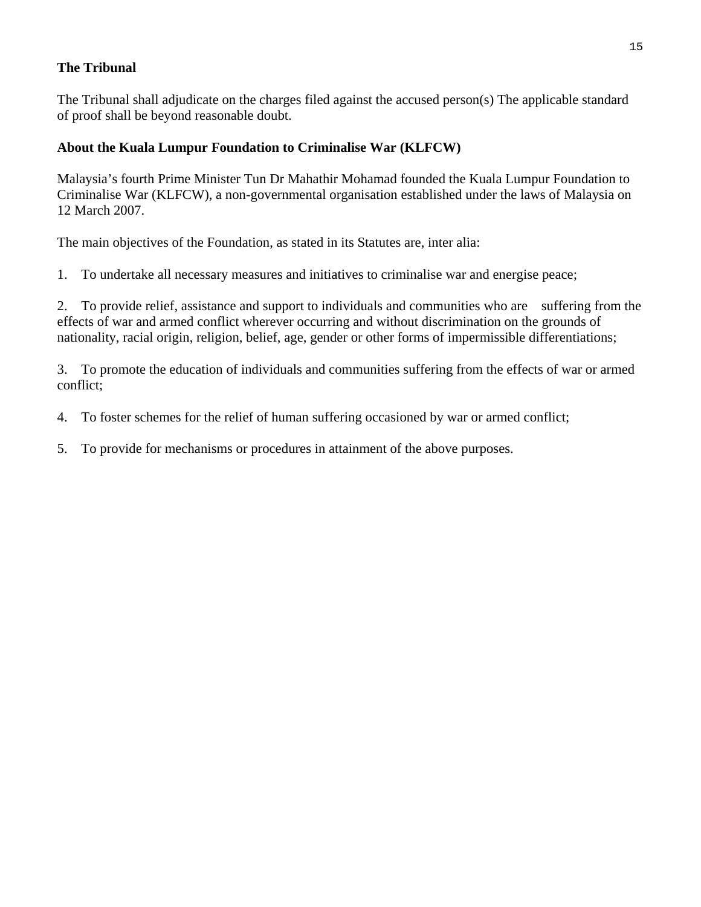**The Tribunal**

The Tribunal shall adjudicate on the charges filed against the accused person(s) The applicable standard of proof shall be beyond reasonable doubt.

**About the Kuala Lumpur Foundation to Criminalise War (KLFCW)**

Malaysia's fourth Prime Minister Tun Dr Mahathir Mohamad founded the Kuala Lumpur Foundation to Criminalise War (KLFCW), a non-governmental organisation established under the laws of Malaysia on 12 March 2007.

The main objectives of the Foundation, as stated in its Statutes are, inter alia:

1. To undertake all necessary measures and initiatives to criminalise war and energise peace;

2. To provide relief, assistance and support to individuals and communities who are suffering from the effects of war and armed conflict wherever occurring and without discrimination on the grounds of nationality, racial origin, religion, belief, age, gender or other forms of impermissible differentiations;

3. To promote the education of individuals and communities suffering from the effects of war or armed conflict;

4. To foster schemes for the relief of human suffering occasioned by war or armed conflict;

5. To provide for mechanisms or procedures in attainment of the above purposes.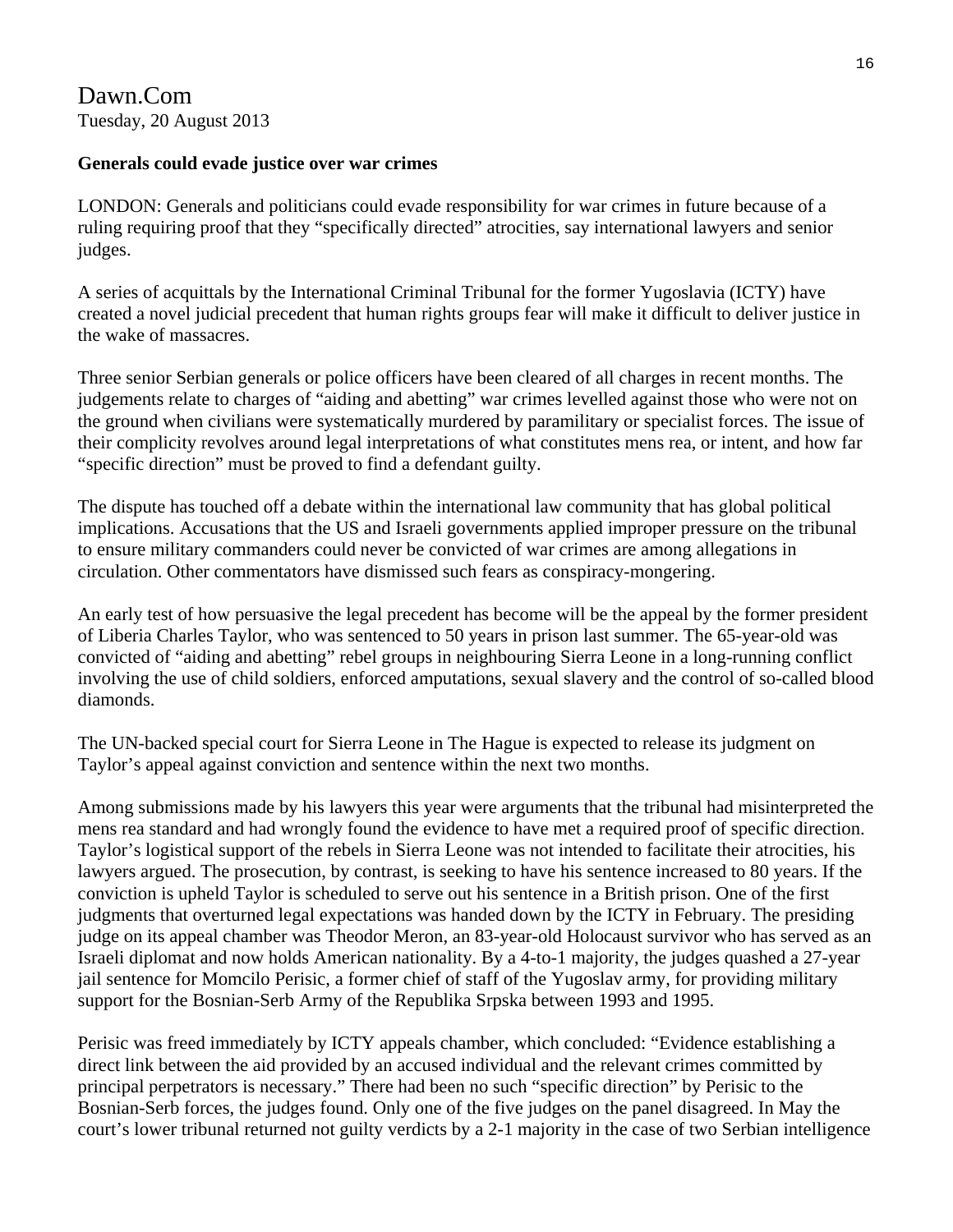Dawn.Com
Tuesday, 20 August 2013

**Generals could evade justice over war crimes**

LONDON: Generals and politicians could evade responsibility for war crimes in future because of a ruling requiring proof that they "specifically directed" atrocities, say international lawyers and senior judges.

A series of acquittals by the International Criminal Tribunal for the former Yugoslavia (ICTY) have created a novel judicial precedent that human rights groups fear will make it difficult to deliver justice in the wake of massacres.

Three senior Serbian generals or police officers have been cleared of all charges in recent months. The judgements relate to charges of "aiding and abetting" war crimes levelled against those who were not on the ground when civilians were systematically murdered by paramilitary or specialist forces. The issue of their complicity revolves around legal interpretations of what constitutes mens rea, or intent, and how far "specific direction" must be proved to find a defendant guilty.

The dispute has touched off a debate within the international law community that has global political implications. Accusations that the US and Israeli governments applied improper pressure on the tribunal to ensure military commanders could never be convicted of war crimes are among allegations in circulation. Other commentators have dismissed such fears as conspiracy-mongering.

An early test of how persuasive the legal precedent has become will be the appeal by the former president of Liberia Charles Taylor, who was sentenced to 50 years in prison last summer. The 65-year-old was convicted of "aiding and abetting" rebel groups in neighbouring Sierra Leone in a long-running conflict involving the use of child soldiers, enforced amputations, sexual slavery and the control of so-called blood diamonds.

The UN-backed special court for Sierra Leone in The Hague is expected to release its judgment on Taylor's appeal against conviction and sentence within the next two months.

Among submissions made by his lawyers this year were arguments that the tribunal had misinterpreted the mens rea standard and had wrongly found the evidence to have met a required proof of specific direction. Taylor's logistical support of the rebels in Sierra Leone was not intended to facilitate their atrocities, his lawyers argued. The prosecution, by contrast, is seeking to have his sentence increased to 80 years. If the conviction is upheld Taylor is scheduled to serve out his sentence in a British prison. One of the first judgments that overturned legal expectations was handed down by the ICTY in February. The presiding judge on its appeal chamber was Theodor Meron, an 83-year-old Holocaust survivor who has served as an Israeli diplomat and now holds American nationality. By a 4-to-1 majority, the judges quashed a 27-year jail sentence for Momcilo Perisic, a former chief of staff of the Yugoslav army, for providing military support for the Bosnian-Serb Army of the Republika Srpska between 1993 and 1995.

Perisic was freed immediately by ICTY appeals chamber, which concluded: "Evidence establishing a direct link between the aid provided by an accused individual and the relevant crimes committed by principal perpetrators is necessary." There had been no such "specific direction" by Perisic to the Bosnian-Serb forces, the judges found. Only one of the five judges on the panel disagreed. In May the court's lower tribunal returned not guilty verdicts by a 2-1 majority in the case of two Serbian intelligence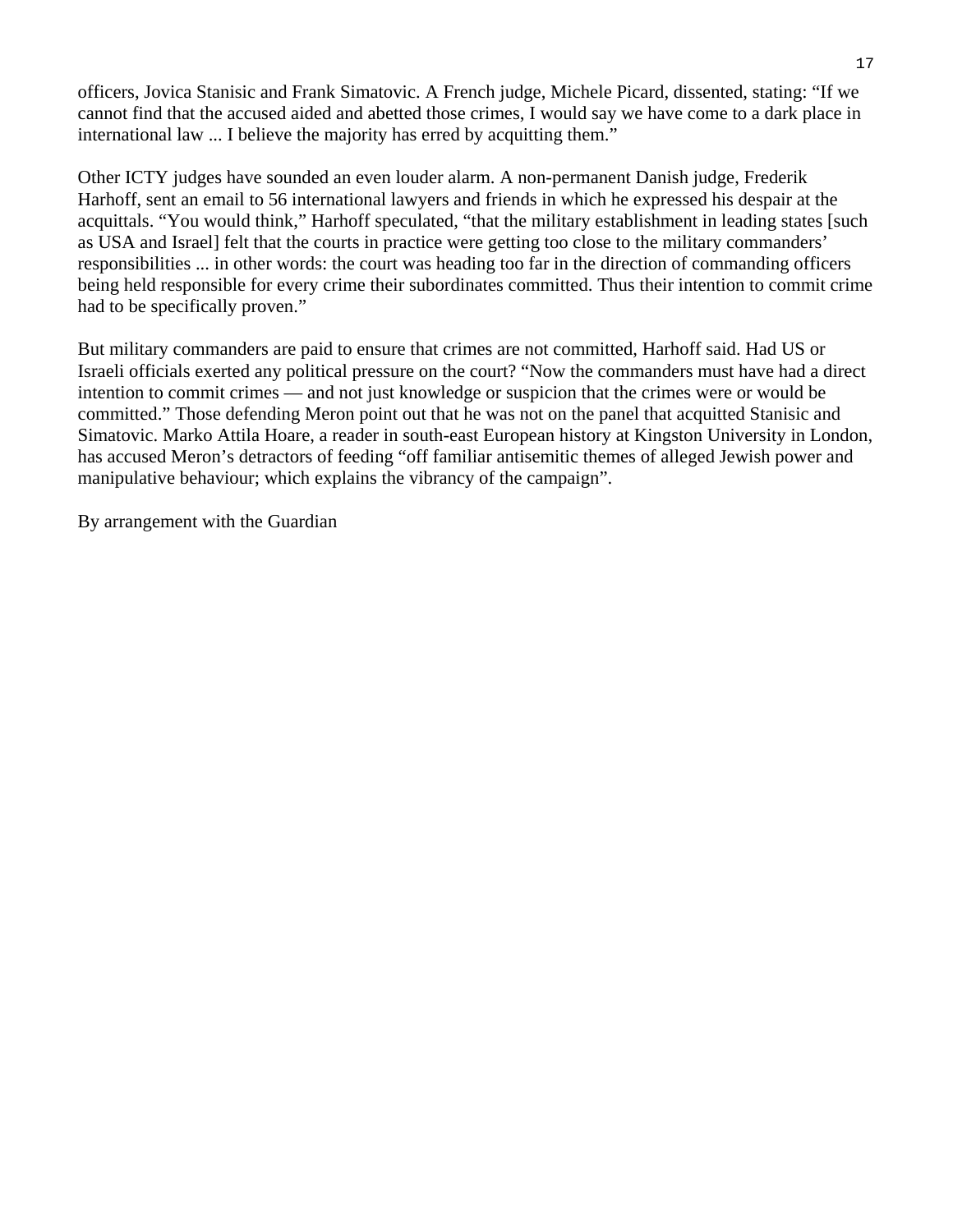officers, Jovica Stanisic and Frank Simatovic. A French judge, Michele Picard, dissented, stating: “If we cannot find that the accused aided and abetted those crimes, I would say we have come to a dark place in international law ... I believe the majority has erred by acquitting them.”

Other ICTY judges have sounded an even louder alarm. A non-permanent Danish judge, Frederik Harhoff, sent an email to 56 international lawyers and friends in which he expressed his despair at the acquittals. “You would think,” Harhoff speculated, “that the military establishment in leading states [such as USA and Israel] felt that the courts in practice were getting too close to the military commanders’ responsibilities ... in other words: the court was heading too far in the direction of commanding officers being held responsible for every crime their subordinates committed. Thus their intention to commit crime had to be specifically proven.”

But military commanders are paid to ensure that crimes are not committed, Harhoff said. Had US or Israeli officials exerted any political pressure on the court? “Now the commanders must have had a direct intention to commit crimes — and not just knowledge or suspicion that the crimes were or would be committed.” Those defending Meron point out that he was not on the panel that acquitted Stanisic and Simatovic. Marko Attila Hoare, a reader in south-east European history at Kingston University in London, has accused Meron’s detractors of feeding “off familiar antisemitic themes of alleged Jewish power and manipulative behaviour; which explains the vibrancy of the campaign”.

By arrangement with the Guardian